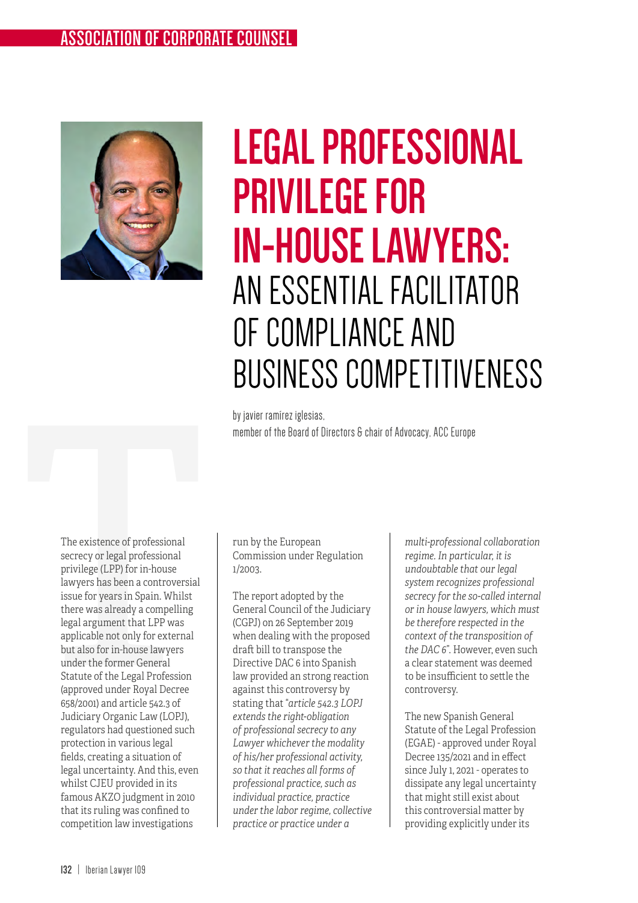# LEGAL PROFESSIONAL PRIVILEGE FOR IN-HOUSE LAWYERS: AN ESSENTIAL FACILITATOR OF COMPLIANCE AND BUSINESS COMPETITIVENESS

by javier ramírez iglesias, member of the Board of Directors & chair of Advocacy, ACC Europe

The existence of professional secrecy or legal professional privilege (LPP) for in-house lawyers has been a controversial issue for years in Spain. Whilst there was already a compelling legal argument that LPP was applicable not only for external but also for in-house lawyers under the former General Statute of the Legal Profession (approved under Royal Decree 658/2001) and article 542.3 of Judiciary Organic Law (LOPJ), regulators had questioned such protection in various legal fields, creating a situation of legal uncertainty. And this, even whilst CJEU provided in its famous AKZO judgment in 2010 that its ruling was confined to competition law investigations run by the European Commission under Regulation 1/2003.

The report adopted by the General Council of the Judiciary (CGPJ) on 26 September 2019 when dealing with the proposed draft bill to transpose the Directive DAC 6 into Spanish law provided an strong reaction against this controversy by stating that "*article 542.3 LOPJ extends the right-obligation of professional secrecy to any Lawyer whichever the modality of his/her professional activity, so that it reaches all forms of professional practice, such as individual practice, practice under the labor regime, collective practice or practice under a multi-professional collaboration regime. In particular, it is undoubtable that our legal system recognizes professional secrecy for the so-called internal or in house lawyers, which must be therefore respected in the context of the transposition of the DAC 6*". However, even such a clear statement was deemed to be insufficient to settle the controversy.

The new Spanish General Statute of the Legal Profession (EGAE) - approved under Royal Decree 135/2021 and in effect since July 1, 2021 - operates to dissipate any legal uncertainty that might still exist about this controversial matter by providing explicitly under its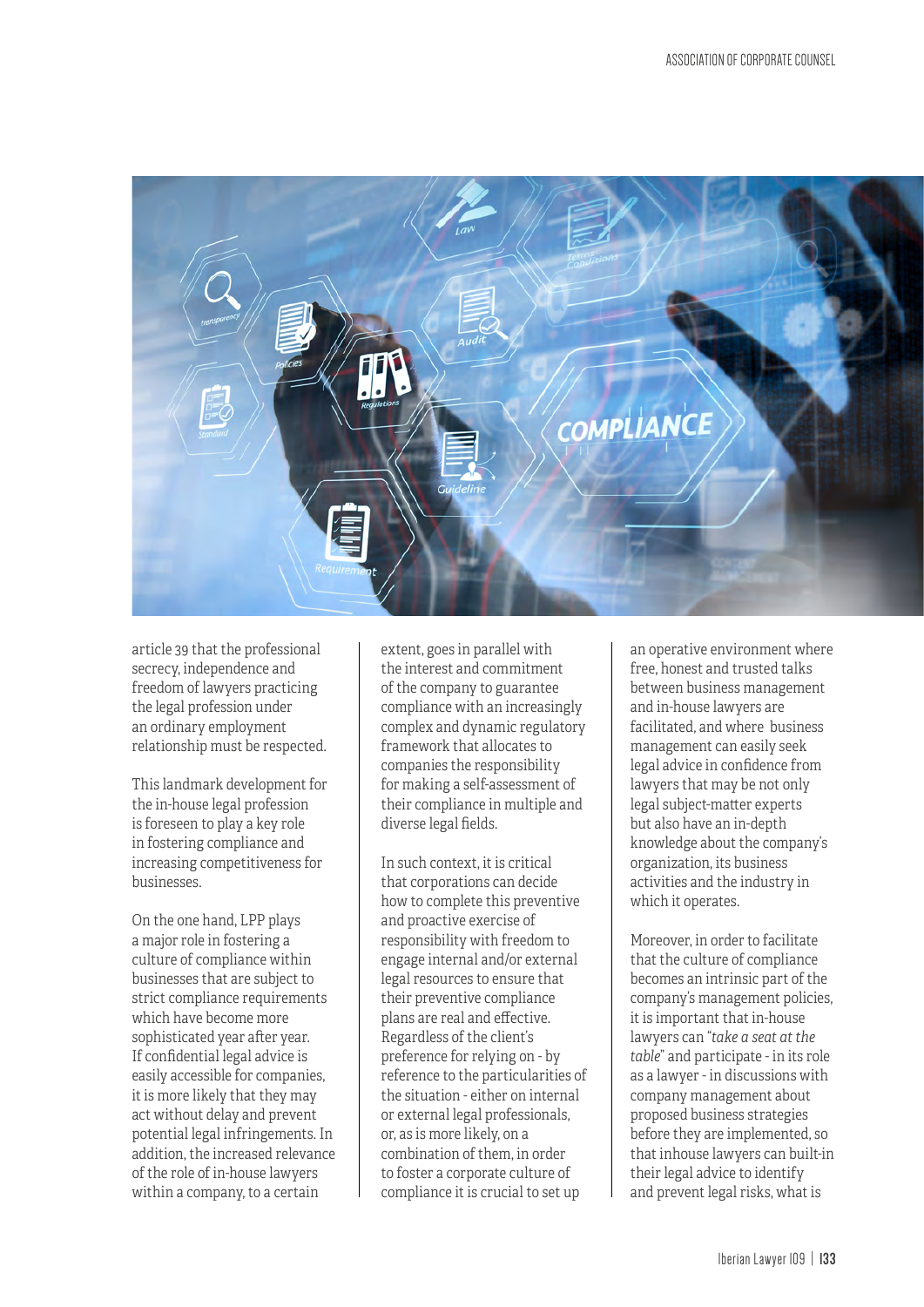article 39 that the professional secrecy, independence and freedom of lawyers practicing the legal profession under an ordinary employment relationship must be respected.

This landmark development for the in-house legal profession is foreseen to play a key role in fostering compliance and increasing competitiveness for businesses.

On the one hand, LPP plays a major role in fostering a culture of compliance within businesses that are subject to strict compliance requirements which have become more sophisticated year after year. If confidential legal advice is easily accessible for companies, it is more likely that they may act without delay and prevent potential legal infringements. In addition, the increased relevance of the role of in-house lawyers within a company, to a certain extent, goes in parallel with the interest and commitment of the company to guarantee compliance with an increasingly complex and dynamic regulatory framework that allocates to companies the responsibility for making a self-assessment of their compliance in multiple and diverse legal fields.

In such context, it is critical that corporations can decide how to complete this preventive and proactive exercise of responsibility with freedom to engage internal and/or external legal resources to ensure that their preventive compliance plans are real and effective. Regardless of the client's preference for relying on - by reference to the particularities of the situation - either on internal or external legal professionals, or, as is more likely, on a combination of them, in order to foster a corporate culture of compliance it is crucial to set up an operative environment where free, honest and trusted talks between business management and in-house lawyers are facilitated, and where business management can easily seek legal advice in confidence from lawyers that may be not only legal subject-matter experts but also have an in-depth knowledge about the company's organization, its business activities and the industry in which it operates.

Moreover, in order to facilitate that the culture of compliance becomes an intrinsic part of the company's management policies, it is important that in-house lawyers can "*take a seat at the table*" and participate - in its role as a lawyer - in discussions with company management about proposed business strategies before they are implemented, so that inhouse lawyers can built-in their legal advice to identify and prevent legal risks, what is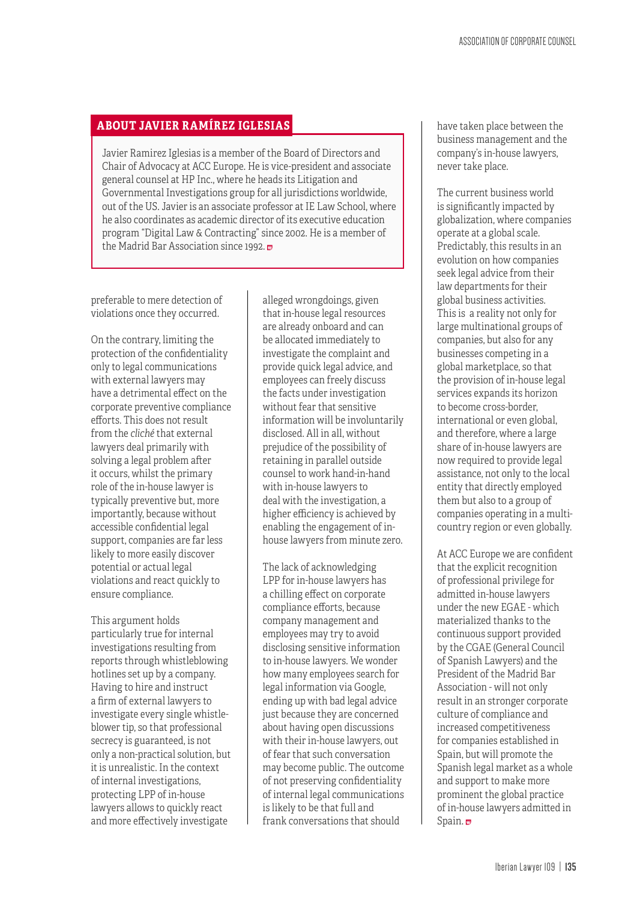## ABOUT JAVIER RAMÍREZ IGLESIAS

Javier Ramirez Iglesias is a member of the Board of Directors and Chair of Advocacy at ACC Europe. He is vice-president and associate general counsel at HP Inc., where he heads its Litigation and Governmental Investigations group for all jurisdictions worldwide, out of the US. Javier is an associate professor at IE Law School, where he also coordinates as academic director of its executive education program "Digital Law & Contracting" since 2002. He is a member of the Madrid Bar Association since 1992.

preferable to mere detection of violations once they occurred.

On the contrary, limiting the protection of the confidentiality only to legal communications with external lawyers may have a detrimental effect on the corporate preventive compliance efforts. This does not result from the *cliché* that external lawyers deal primarily with solving a legal problem after it occurs, whilst the primary role of the in-house lawyer is typically preventive but, more importantly, because without accessible confidential legal support, companies are far less likely to more easily discover potential or actual legal violations and react quickly to ensure compliance.

This argument holds particularly true for internal investigations resulting from reports through whistleblowing hotlines set up by a company. Having to hire and instruct a firm of external lawyers to investigate every single whistle-blower tip, so that professional secrecy is guaranteed, is not only a non-practical solution, but it is unrealistic. In the context of internal investigations, protecting LPP of in-house lawyers allows to quickly react and more effectively investigate alleged wrongdoings, given that in-house legal resources are already onboard and can be allocated immediately to investigate the complaint and provide quick legal advice, and employees can freely discuss the facts under investigation without fear that sensitive information will be involuntarily disclosed. All in all, without prejudice of the possibility of retaining in parallel outside counsel to work hand-in-hand with in-house lawyers to deal with the investigation, a higher efficiency is achieved by enabling the engagement of in-house lawyers from minute zero.

The lack of acknowledging LPP for in-house lawyers has a chilling effect on corporate compliance efforts, because company management and employees may try to avoid disclosing sensitive information to in-house lawyers. We wonder how many employees search for legal information via Google, ending up with bad legal advice just because they are concerned about having open discussions with their in-house lawyers, out of fear that such conversation may become public. The outcome of not preserving confidentiality of internal legal communications is likely to be that full and frank conversations that should have taken place between the business management and the company's in-house lawyers, never take place.

The current business world is significantly impacted by globalization, where companies operate at a global scale. Predictably, this results in an evolution on how companies seek legal advice from their law departments for their global business activities. This is a reality not only for large multinational groups of companies, but also for any businesses competing in a global marketplace, so that the provision of in-house legal services expands its horizon to become cross-border, international or even global, and therefore, where a large share of in-house lawyers are now required to provide legal assistance, not only to the local entity that directly employed them but also to a group of companies operating in a multi-country region or even globally.

At ACC Europe we are confident that the explicit recognition of professional privilege for admitted in-house lawyers under the new EGAE - which materialized thanks to the continuous support provided by the CGAE (General Council of Spanish Lawyers) and the President of the Madrid Bar Association - will not only result in an stronger corporate culture of compliance and increased competitiveness for companies established in Spain, but will promote the Spanish legal market as a whole and support to make more prominent the global practice of in-house lawyers admitted in Spain.